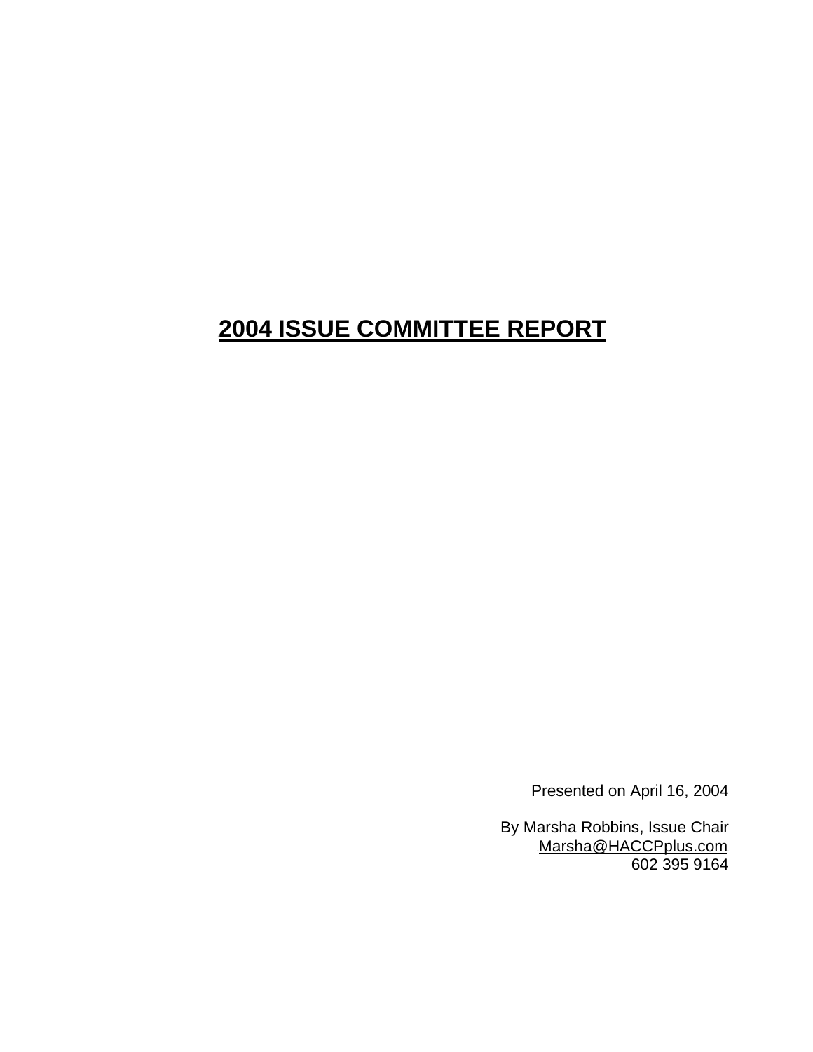# 2004 ISSUE COMMITTEE REPORT

Presented on April 16, 2004

By Marsha Robbins, Issue Chair
Marsha@HACCPplus.com
602 395 9164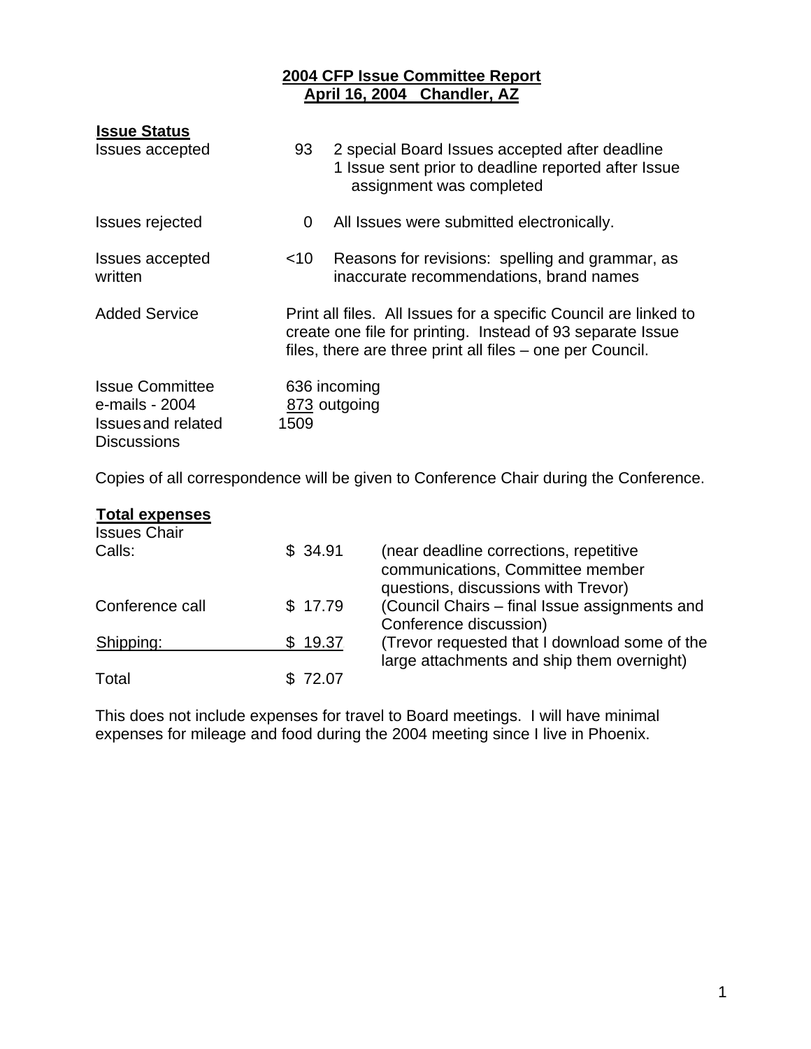**2004 CFP Issue Committee Report**
**April 16, 2004 Chandler, AZ**

**Issue Status**

| | | |
|---|---|---|
| Issues accepted | 93 | 2 special Board Issues accepted after deadline<br>1 Issue sent prior to deadline reported after Issue assignment was completed |
| Issues rejected | 0 | All Issues were submitted electronically. |
| Issues accepted written | <10 | Reasons for revisions: spelling and grammar, as inaccurate recommendations, brand names |
| Added Service | Print all files. All Issues for a specific Council are linked to create one file for printing. Instead of 93 separate Issue files, there are three print all files – one per Council. | |
| Issue Committee e-mails - 2004 Issues and related Discussions | 636 incoming<br>873 outgoing<br>1509 | |

Copies of all correspondence will be given to Conference Chair during the Conference.

**Total expenses**

| | | |
|---|---|---|
| Issues Chair Calls: | $ 34.91 | (near deadline corrections, repetitive communications, Committee member questions, discussions with Trevor) |
| Conference call | $ 17.79 | (Council Chairs – final Issue assignments and Conference discussion) |
| Shipping: | $ 19.37 | (Trevor requested that I download some of the large attachments and ship them overnight) |
| Total | $ 72.07 | |

This does not include expenses for travel to Board meetings. I will have minimal expenses for mileage and food during the 2004 meeting since I live in Phoenix.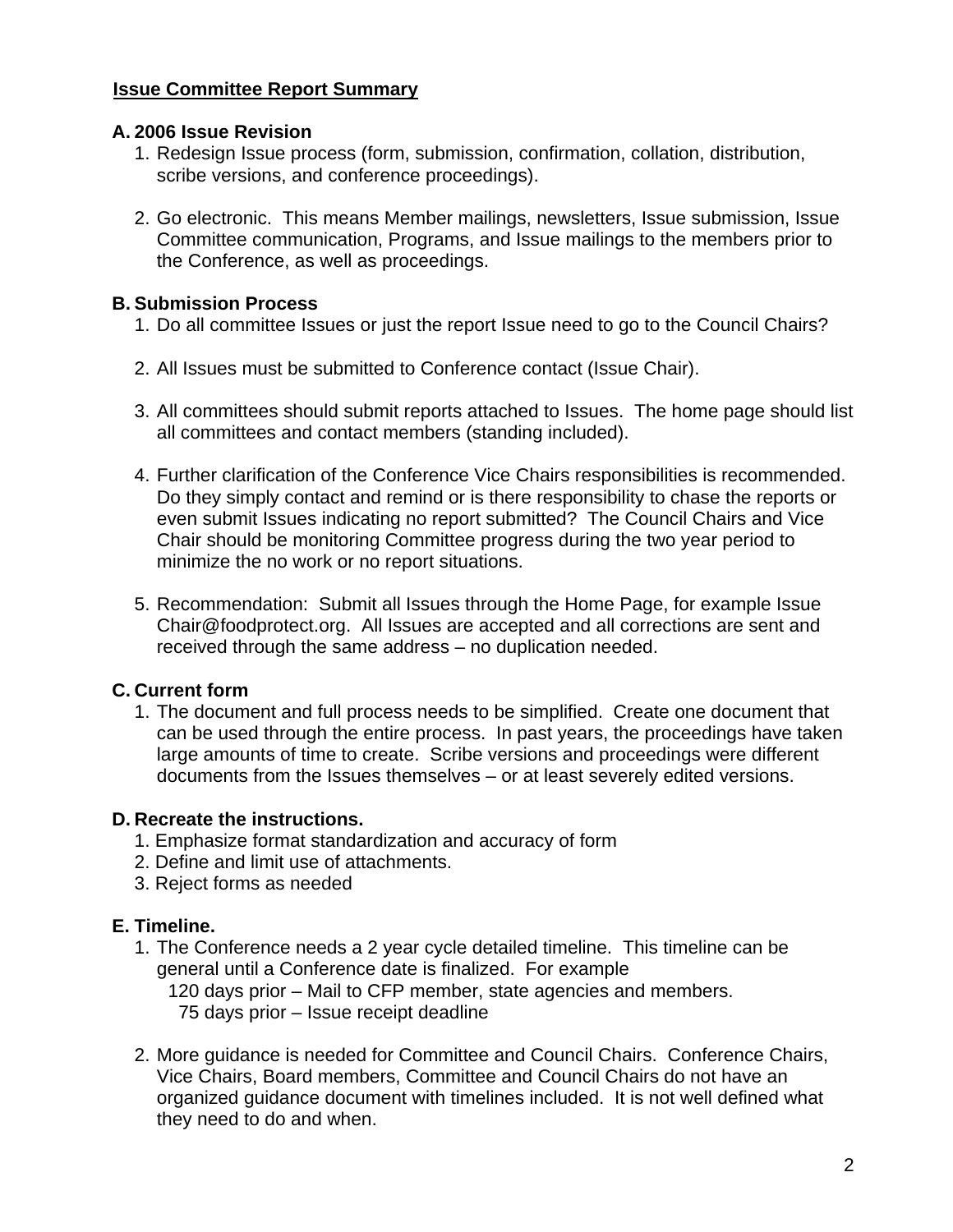## Issue Committee Report Summary

**A. 2006 Issue Revision**

1. Redesign Issue process (form, submission, confirmation, collation, distribution, scribe versions, and conference proceedings).

2. Go electronic. This means Member mailings, newsletters, Issue submission, Issue Committee communication, Programs, and Issue mailings to the members prior to the Conference, as well as proceedings.

**B. Submission Process**

1. Do all committee Issues or just the report Issue need to go to the Council Chairs?

2. All Issues must be submitted to Conference contact (Issue Chair).

3. All committees should submit reports attached to Issues. The home page should list all committees and contact members (standing included).

4. Further clarification of the Conference Vice Chairs responsibilities is recommended. Do they simply contact and remind or is there responsibility to chase the reports or even submit Issues indicating no report submitted? The Council Chairs and Vice Chair should be monitoring Committee progress during the two year period to minimize the no work or no report situations.

5. Recommendation: Submit all Issues through the Home Page, for example Issue Chair@foodprotect.org. All Issues are accepted and all corrections are sent and received through the same address – no duplication needed.

**C. Current form**

1. The document and full process needs to be simplified. Create one document that can be used through the entire process. In past years, the proceedings have taken large amounts of time to create. Scribe versions and proceedings were different documents from the Issues themselves – or at least severely edited versions.

**D. Recreate the instructions.**

1. Emphasize format standardization and accuracy of form
2. Define and limit use of attachments.
3. Reject forms as needed

**E. Timeline.**

1. The Conference needs a 2 year cycle detailed timeline. This timeline can be general until a Conference date is finalized. For example
   120 days prior – Mail to CFP member, state agencies and members.
   75 days prior – Issue receipt deadline

2. More guidance is needed for Committee and Council Chairs. Conference Chairs, Vice Chairs, Board members, Committee and Council Chairs do not have an organized guidance document with timelines included. It is not well defined what they need to do and when.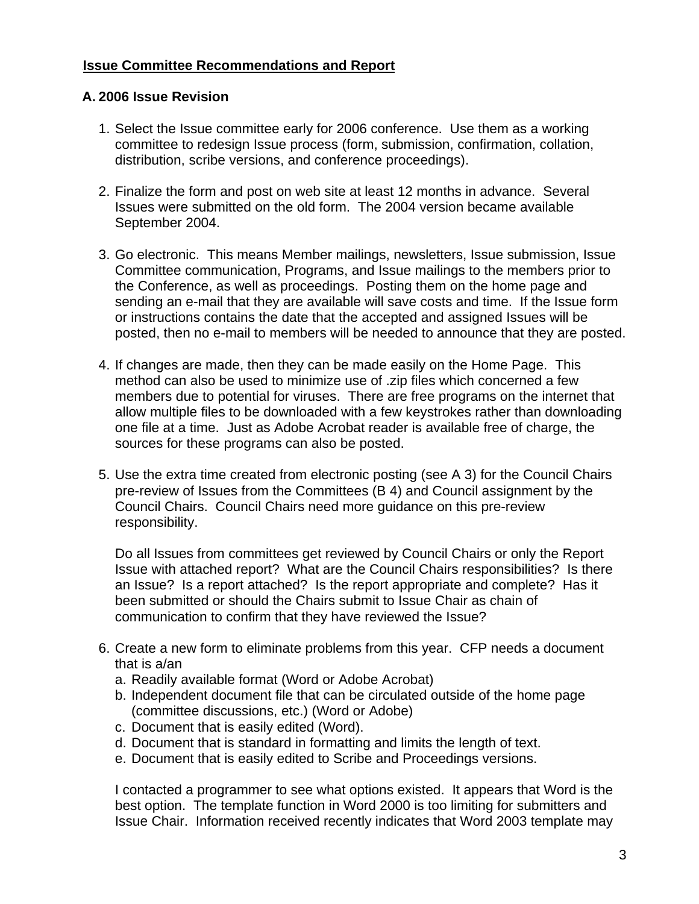**Issue Committee Recommendations and Report**

**A. 2006 Issue Revision**

1. Select the Issue committee early for 2006 conference. Use them as a working committee to redesign Issue process (form, submission, confirmation, collation, distribution, scribe versions, and conference proceedings).

2. Finalize the form and post on web site at least 12 months in advance. Several Issues were submitted on the old form. The 2004 version became available September 2004.

3. Go electronic. This means Member mailings, newsletters, Issue submission, Issue Committee communication, Programs, and Issue mailings to the members prior to the Conference, as well as proceedings. Posting them on the home page and sending an e-mail that they are available will save costs and time. If the Issue form or instructions contains the date that the accepted and assigned Issues will be posted, then no e-mail to members will be needed to announce that they are posted.

4. If changes are made, then they can be made easily on the Home Page. This method can also be used to minimize use of .zip files which concerned a few members due to potential for viruses. There are free programs on the internet that allow multiple files to be downloaded with a few keystrokes rather than downloading one file at a time. Just as Adobe Acrobat reader is available free of charge, the sources for these programs can also be posted.

5. Use the extra time created from electronic posting (see A 3) for the Council Chairs pre-review of Issues from the Committees (B 4) and Council assignment by the Council Chairs. Council Chairs need more guidance on this pre-review responsibility.

   Do all Issues from committees get reviewed by Council Chairs or only the Report Issue with attached report? What are the Council Chairs responsibilities? Is there an Issue? Is a report attached? Is the report appropriate and complete? Has it been submitted or should the Chairs submit to Issue Chair as chain of communication to confirm that they have reviewed the Issue?

6. Create a new form to eliminate problems from this year. CFP needs a document that is a/an
   a. Readily available format (Word or Adobe Acrobat)
   b. Independent document file that can be circulated outside of the home page (committee discussions, etc.) (Word or Adobe)
   c. Document that is easily edited (Word).
   d. Document that is standard in formatting and limits the length of text.
   e. Document that is easily edited to Scribe and Proceedings versions.

   I contacted a programmer to see what options existed. It appears that Word is the best option. The template function in Word 2000 is too limiting for submitters and Issue Chair. Information received recently indicates that Word 2003 template may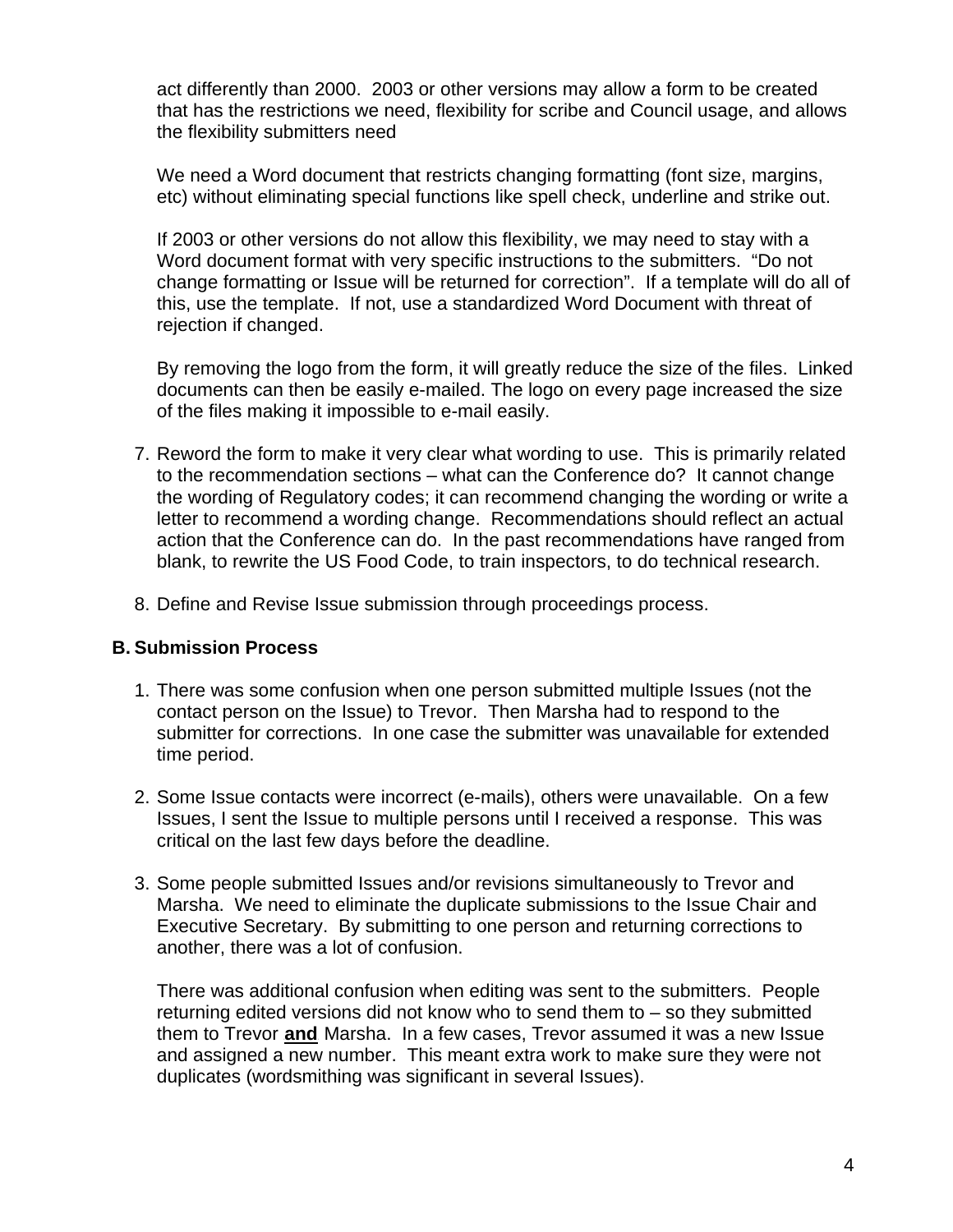act differently than 2000. 2003 or other versions may allow a form to be created that has the restrictions we need, flexibility for scribe and Council usage, and allows the flexibility submitters need

We need a Word document that restricts changing formatting (font size, margins, etc) without eliminating special functions like spell check, underline and strike out.

If 2003 or other versions do not allow this flexibility, we may need to stay with a Word document format with very specific instructions to the submitters. "Do not change formatting or Issue will be returned for correction". If a template will do all of this, use the template. If not, use a standardized Word Document with threat of rejection if changed.

By removing the logo from the form, it will greatly reduce the size of the files. Linked documents can then be easily e-mailed. The logo on every page increased the size of the files making it impossible to e-mail easily.

7. Reword the form to make it very clear what wording to use. This is primarily related to the recommendation sections – what can the Conference do? It cannot change the wording of Regulatory codes; it can recommend changing the wording or write a letter to recommend a wording change. Recommendations should reflect an actual action that the Conference can do. In the past recommendations have ranged from blank, to rewrite the US Food Code, to train inspectors, to do technical research.

8. Define and Revise Issue submission through proceedings process.

### B. Submission Process

1. There was some confusion when one person submitted multiple Issues (not the contact person on the Issue) to Trevor. Then Marsha had to respond to the submitter for corrections. In one case the submitter was unavailable for extended time period.

2. Some Issue contacts were incorrect (e-mails), others were unavailable. On a few Issues, I sent the Issue to multiple persons until I received a response. This was critical on the last few days before the deadline.

3. Some people submitted Issues and/or revisions simultaneously to Trevor and Marsha. We need to eliminate the duplicate submissions to the Issue Chair and Executive Secretary. By submitting to one person and returning corrections to another, there was a lot of confusion.

   There was additional confusion when editing was sent to the submitters. People returning edited versions did not know who to send them to – so they submitted them to Trevor **and** Marsha. In a few cases, Trevor assumed it was a new Issue and assigned a new number. This meant extra work to make sure they were not duplicates (wordsmithing was significant in several Issues).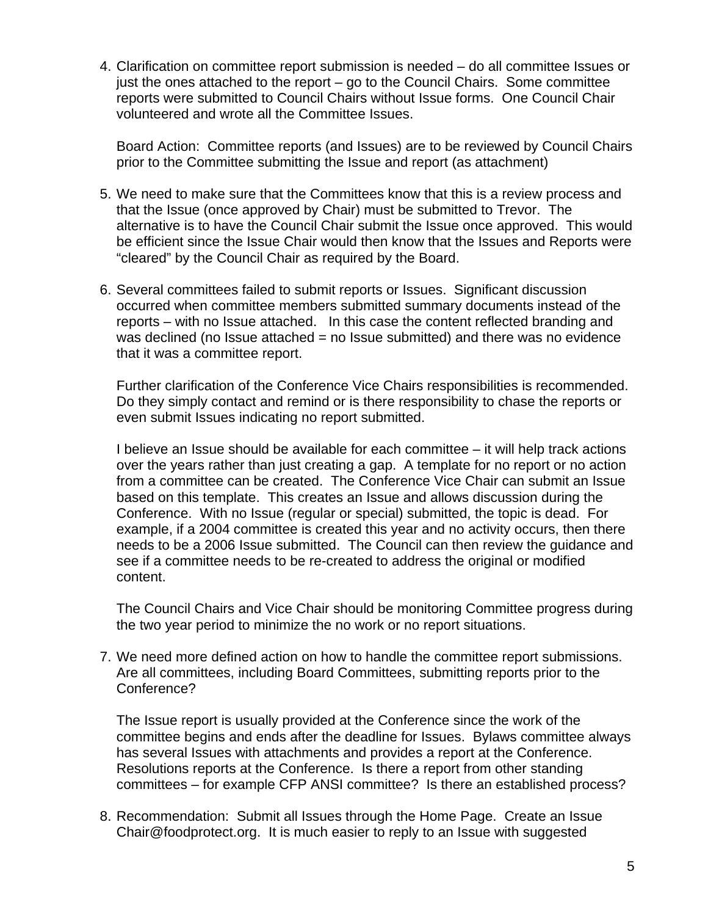4. Clarification on committee report submission is needed – do all committee Issues or just the ones attached to the report – go to the Council Chairs. Some committee reports were submitted to Council Chairs without Issue forms. One Council Chair volunteered and wrote all the Committee Issues.

   Board Action: Committee reports (and Issues) are to be reviewed by Council Chairs prior to the Committee submitting the Issue and report (as attachment)

5. We need to make sure that the Committees know that this is a review process and that the Issue (once approved by Chair) must be submitted to Trevor. The alternative is to have the Council Chair submit the Issue once approved. This would be efficient since the Issue Chair would then know that the Issues and Reports were "cleared" by the Council Chair as required by the Board.

6. Several committees failed to submit reports or Issues. Significant discussion occurred when committee members submitted summary documents instead of the reports – with no Issue attached. In this case the content reflected branding and was declined (no Issue attached = no Issue submitted) and there was no evidence that it was a committee report.

   Further clarification of the Conference Vice Chairs responsibilities is recommended. Do they simply contact and remind or is there responsibility to chase the reports or even submit Issues indicating no report submitted.

   I believe an Issue should be available for each committee – it will help track actions over the years rather than just creating a gap. A template for no report or no action from a committee can be created. The Conference Vice Chair can submit an Issue based on this template. This creates an Issue and allows discussion during the Conference. With no Issue (regular or special) submitted, the topic is dead. For example, if a 2004 committee is created this year and no activity occurs, then there needs to be a 2006 Issue submitted. The Council can then review the guidance and see if a committee needs to be re-created to address the original or modified content.

   The Council Chairs and Vice Chair should be monitoring Committee progress during the two year period to minimize the no work or no report situations.

7. We need more defined action on how to handle the committee report submissions. Are all committees, including Board Committees, submitting reports prior to the Conference?

   The Issue report is usually provided at the Conference since the work of the committee begins and ends after the deadline for Issues. Bylaws committee always has several Issues with attachments and provides a report at the Conference. Resolutions reports at the Conference. Is there a report from other standing committees – for example CFP ANSI committee? Is there an established process?

8. Recommendation: Submit all Issues through the Home Page. Create an Issue Chair@foodprotect.org. It is much easier to reply to an Issue with suggested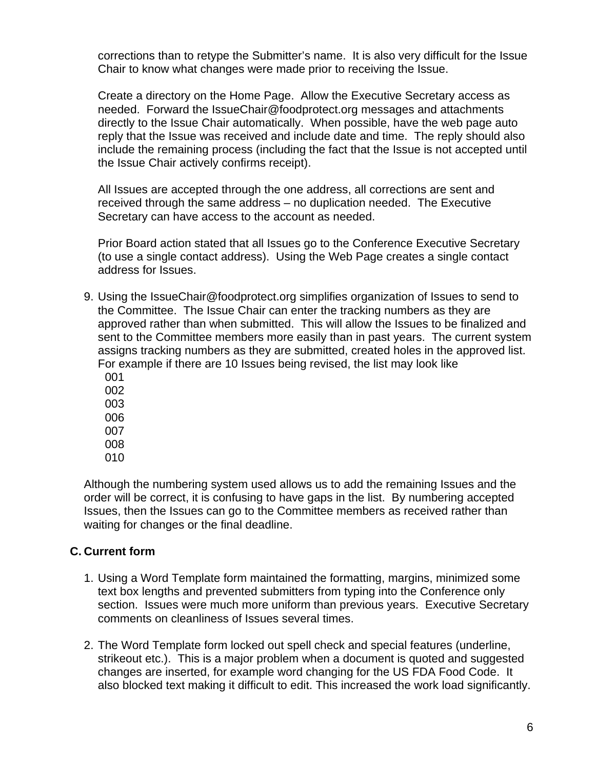corrections than to retype the Submitter's name. It is also very difficult for the Issue Chair to know what changes were made prior to receiving the Issue.

Create a directory on the Home Page. Allow the Executive Secretary access as needed. Forward the IssueChair@foodprotect.org messages and attachments directly to the Issue Chair automatically. When possible, have the web page auto reply that the Issue was received and include date and time. The reply should also include the remaining process (including the fact that the Issue is not accepted until the Issue Chair actively confirms receipt).

All Issues are accepted through the one address, all corrections are sent and received through the same address – no duplication needed. The Executive Secretary can have access to the account as needed.

Prior Board action stated that all Issues go to the Conference Executive Secretary (to use a single contact address). Using the Web Page creates a single contact address for Issues.

9. Using the IssueChair@foodprotect.org simplifies organization of Issues to send to the Committee. The Issue Chair can enter the tracking numbers as they are approved rather than when submitted. This will allow the Issues to be finalized and sent to the Committee members more easily than in past years. The current system assigns tracking numbers as they are submitted, created holes in the approved list. For example if there are 10 Issues being revised, the list may look like
   001
   002
   003
   006
   007
   008
   010

Although the numbering system used allows us to add the remaining Issues and the order will be correct, it is confusing to have gaps in the list. By numbering accepted Issues, then the Issues can go to the Committee members as received rather than waiting for changes or the final deadline.

## C. Current form

1. Using a Word Template form maintained the formatting, margins, minimized some text box lengths and prevented submitters from typing into the Conference only section. Issues were much more uniform than previous years. Executive Secretary comments on cleanliness of Issues several times.

2. The Word Template form locked out spell check and special features (underline, strikeout etc.). This is a major problem when a document is quoted and suggested changes are inserted, for example word changing for the US FDA Food Code. It also blocked text making it difficult to edit. This increased the work load significantly.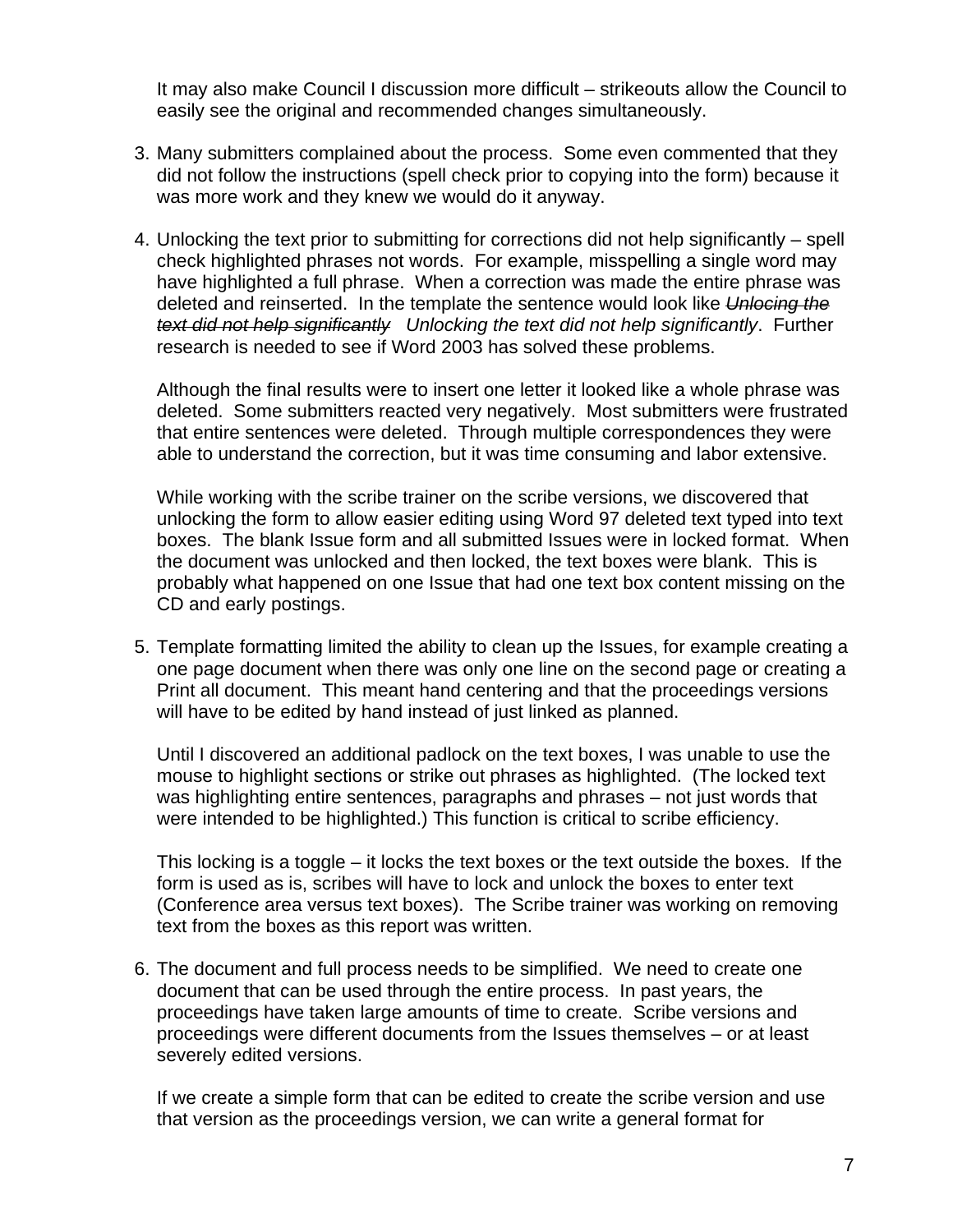It may also make Council I discussion more difficult – strikeouts allow the Council to easily see the original and recommended changes simultaneously.

3. Many submitters complained about the process. Some even commented that they did not follow the instructions (spell check prior to copying into the form) because it was more work and they knew we would do it anyway.

4. Unlocking the text prior to submitting for corrections did not help significantly – spell check highlighted phrases not words. For example, misspelling a single word may have highlighted a full phrase. When a correction was made the entire phrase was deleted and reinserted. In the template the sentence would look like *~~Unlocing the text did not help significantly~~ Unlocking the text did not help significantly*. Further research is needed to see if Word 2003 has solved these problems.

   Although the final results were to insert one letter it looked like a whole phrase was deleted. Some submitters reacted very negatively. Most submitters were frustrated that entire sentences were deleted. Through multiple correspondences they were able to understand the correction, but it was time consuming and labor extensive.

   While working with the scribe trainer on the scribe versions, we discovered that unlocking the form to allow easier editing using Word 97 deleted text typed into text boxes. The blank Issue form and all submitted Issues were in locked format. When the document was unlocked and then locked, the text boxes were blank. This is probably what happened on one Issue that had one text box content missing on the CD and early postings.

5. Template formatting limited the ability to clean up the Issues, for example creating a one page document when there was only one line on the second page or creating a Print all document. This meant hand centering and that the proceedings versions will have to be edited by hand instead of just linked as planned.

   Until I discovered an additional padlock on the text boxes, I was unable to use the mouse to highlight sections or strike out phrases as highlighted. (The locked text was highlighting entire sentences, paragraphs and phrases – not just words that were intended to be highlighted.) This function is critical to scribe efficiency.

   This locking is a toggle – it locks the text boxes or the text outside the boxes. If the form is used as is, scribes will have to lock and unlock the boxes to enter text (Conference area versus text boxes). The Scribe trainer was working on removing text from the boxes as this report was written.

6. The document and full process needs to be simplified. We need to create one document that can be used through the entire process. In past years, the proceedings have taken large amounts of time to create. Scribe versions and proceedings were different documents from the Issues themselves – or at least severely edited versions.

   If we create a simple form that can be edited to create the scribe version and use that version as the proceedings version, we can write a general format for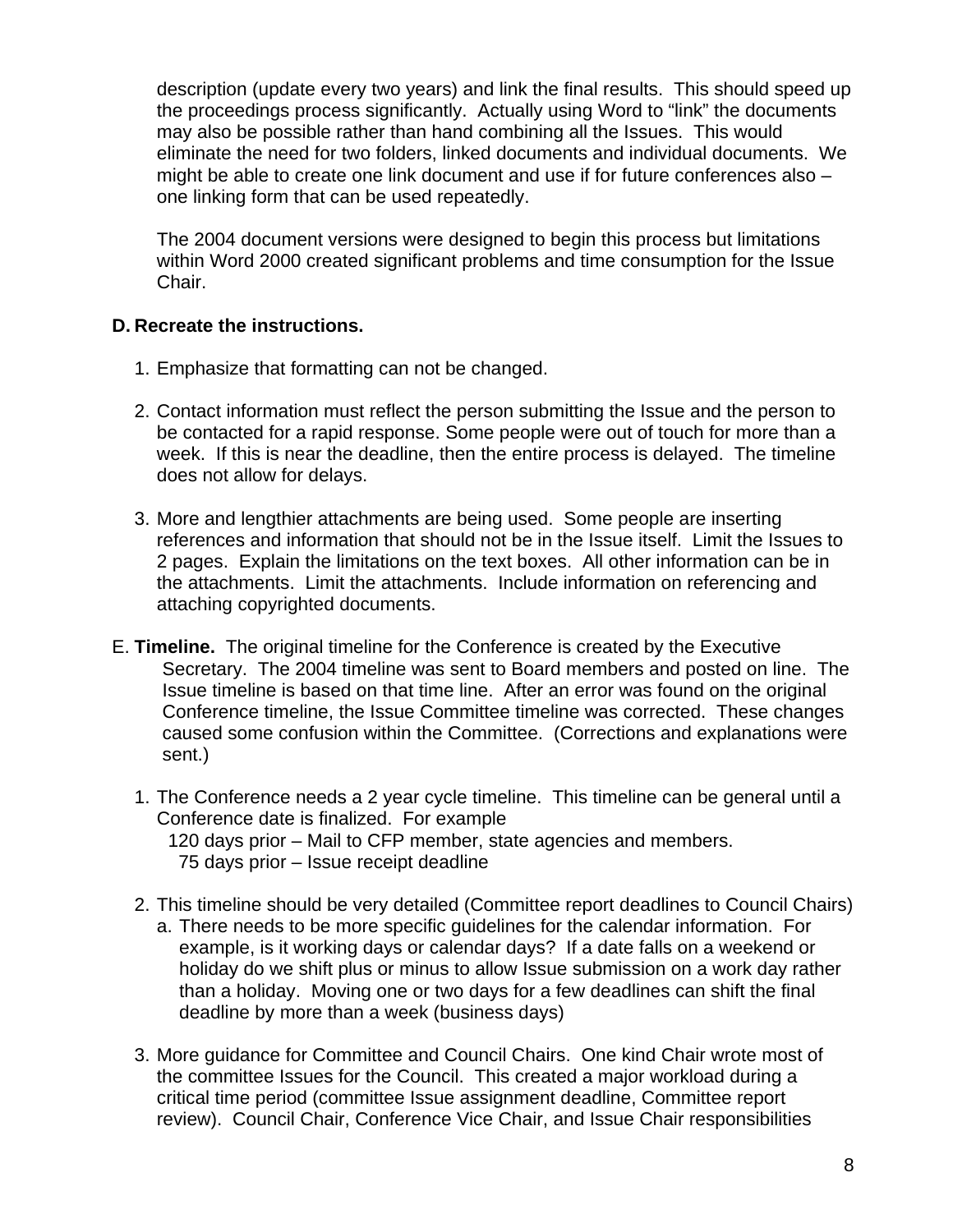description (update every two years) and link the final results. This should speed up the proceedings process significantly. Actually using Word to "link" the documents may also be possible rather than hand combining all the Issues. This would eliminate the need for two folders, linked documents and individual documents. We might be able to create one link document and use if for future conferences also – one linking form that can be used repeatedly.

The 2004 document versions were designed to begin this process but limitations within Word 2000 created significant problems and time consumption for the Issue Chair.

**D. Recreate the instructions.**

1. Emphasize that formatting can not be changed.

2. Contact information must reflect the person submitting the Issue and the person to be contacted for a rapid response. Some people were out of touch for more than a week. If this is near the deadline, then the entire process is delayed. The timeline does not allow for delays.

3. More and lengthier attachments are being used. Some people are inserting references and information that should not be in the Issue itself. Limit the Issues to 2 pages. Explain the limitations on the text boxes. All other information can be in the attachments. Limit the attachments. Include information on referencing and attaching copyrighted documents.

E. **Timeline.** The original timeline for the Conference is created by the Executive Secretary. The 2004 timeline was sent to Board members and posted on line. The Issue timeline is based on that time line. After an error was found on the original Conference timeline, the Issue Committee timeline was corrected. These changes caused some confusion within the Committee. (Corrections and explanations were sent.)

1. The Conference needs a 2 year cycle timeline. This timeline can be general until a Conference date is finalized. For example
   120 days prior – Mail to CFP member, state agencies and members.
   75 days prior – Issue receipt deadline

2. This timeline should be very detailed (Committee report deadlines to Council Chairs)
   a. There needs to be more specific guidelines for the calendar information. For example, is it working days or calendar days? If a date falls on a weekend or holiday do we shift plus or minus to allow Issue submission on a work day rather than a holiday. Moving one or two days for a few deadlines can shift the final deadline by more than a week (business days)

3. More guidance for Committee and Council Chairs. One kind Chair wrote most of the committee Issues for the Council. This created a major workload during a critical time period (committee Issue assignment deadline, Committee report review). Council Chair, Conference Vice Chair, and Issue Chair responsibilities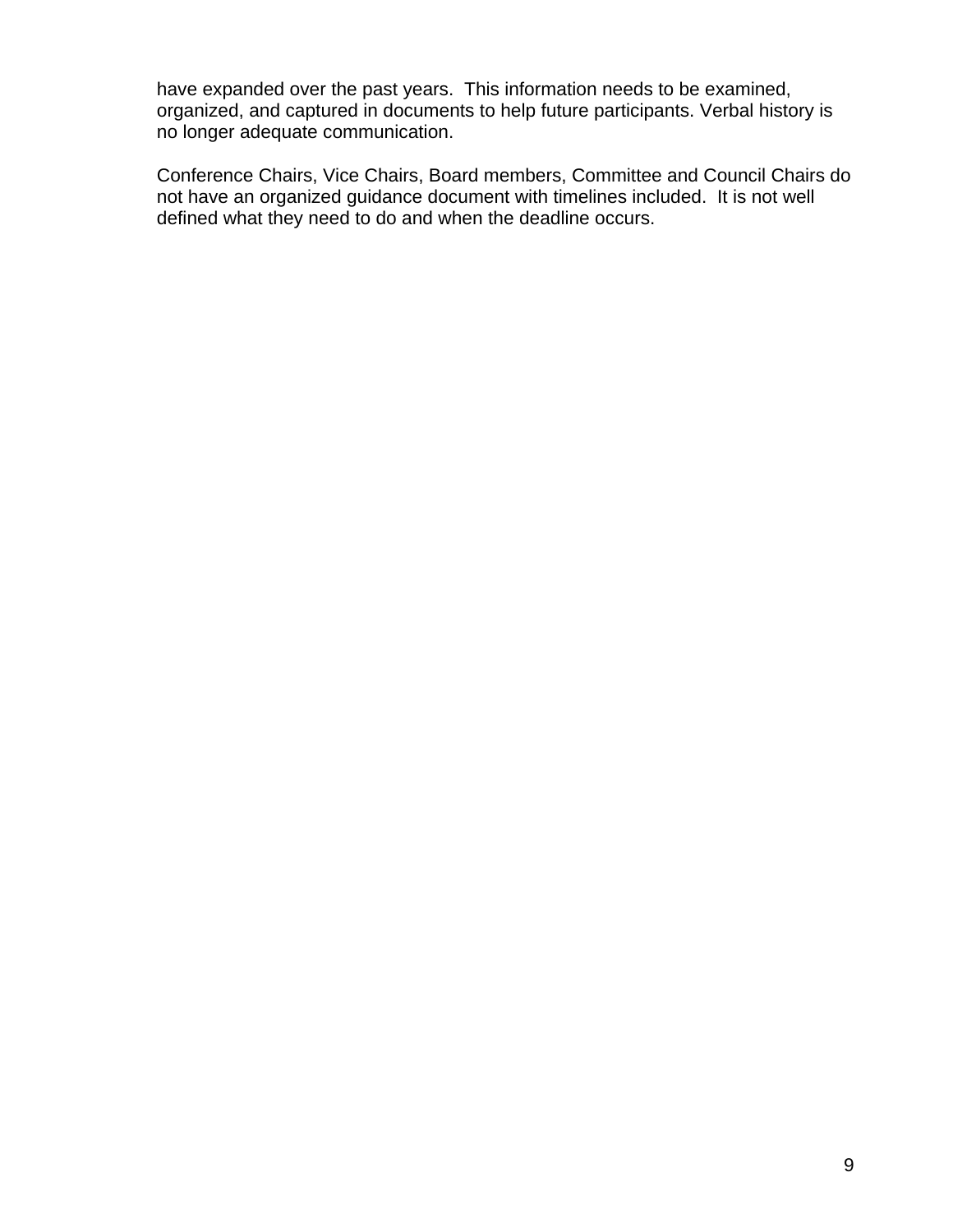have expanded over the past years.  This information needs to be examined, organized, and captured in documents to help future participants. Verbal history is no longer adequate communication.

Conference Chairs, Vice Chairs, Board members, Committee and Council Chairs do not have an organized guidance document with timelines included.  It is not well defined what they need to do and when the deadline occurs.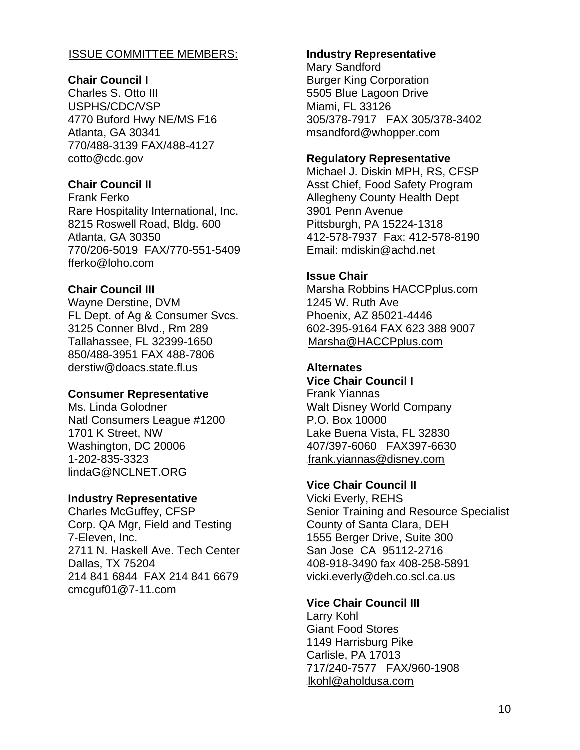ISSUE COMMITTEE MEMBERS:

**Chair Council I**
Charles S. Otto III
USPHS/CDC/VSP
4770 Buford Hwy NE/MS F16
Atlanta, GA 30341
770/488-3139 FAX/488-4127
cotto@cdc.gov

**Chair Council II**
Frank Ferko
Rare Hospitality International, Inc.
8215 Roswell Road, Bldg. 600
Atlanta, GA 30350
770/206-5019 FAX/770-551-5409
fferko@loho.com

**Chair Council III**
Wayne Derstine, DVM
FL Dept. of Ag & Consumer Svcs.
3125 Conner Blvd., Rm 289
Tallahassee, FL 32399-1650
850/488-3951 FAX 488-7806
derstiw@doacs.state.fl.us

**Consumer Representative**
Ms. Linda Golodner
Natl Consumers League #1200
1701 K Street, NW
Washington, DC 20006
1-202-835-3323
lindaG@NCLNET.ORG

**Industry Representative**
Charles McGuffey, CFSP
Corp. QA Mgr, Field and Testing
7-Eleven, Inc.
2711 N. Haskell Ave. Tech Center
Dallas, TX 75204
214 841 6844 FAX 214 841 6679
cmcguf01@7-11.com

**Industry Representative**
Mary Sandford
Burger King Corporation
5505 Blue Lagoon Drive
Miami, FL 33126
305/378-7917 FAX 305/378-3402
msandford@whopper.com

**Regulatory Representative**
Michael J. Diskin MPH, RS, CFSP
Asst Chief, Food Safety Program
Allegheny County Health Dept
3901 Penn Avenue
Pittsburgh, PA 15224-1318
412-578-7937 Fax: 412-578-8190
Email: mdiskin@achd.net

**Issue Chair**
Marsha Robbins HACCPplus.com
1245 W. Ruth Ave
Phoenix, AZ 85021-4446
602-395-9164 FAX 623 388 9007
Marsha@HACCPplus.com

**Alternates**

**Vice Chair Council I**
Frank Yiannas
Walt Disney World Company
P.O. Box 10000
Lake Buena Vista, FL 32830
407/397-6060 FAX397-6630
frank.yiannas@disney.com

**Vice Chair Council II**
Vicki Everly, REHS
Senior Training and Resource Specialist
County of Santa Clara, DEH
1555 Berger Drive, Suite 300
San Jose CA 95112-2716
408-918-3490 fax 408-258-5891
vicki.everly@deh.co.scl.ca.us

**Vice Chair Council III**
Larry Kohl
Giant Food Stores
1149 Harrisburg Pike
Carlisle, PA 17013
717/240-7577 FAX/960-1908
lkohl@aholdusa.com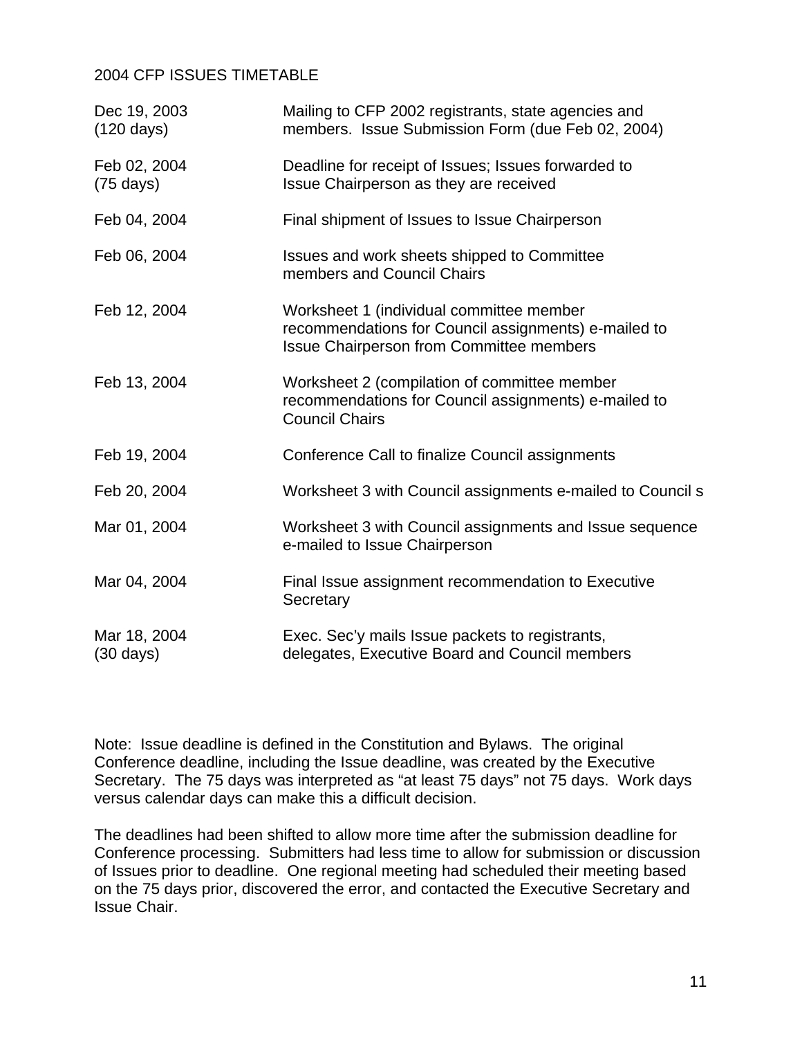2004 CFP ISSUES TIMETABLE

| | |
|---|---|
| Dec 19, 2003 (120 days) | Mailing to CFP 2002 registrants, state agencies and members. Issue Submission Form (due Feb 02, 2004) |
| Feb 02, 2004 (75 days) | Deadline for receipt of Issues; Issues forwarded to Issue Chairperson as they are received |
| Feb 04, 2004 | Final shipment of Issues to Issue Chairperson |
| Feb 06, 2004 | Issues and work sheets shipped to Committee members and Council Chairs |
| Feb 12, 2004 | Worksheet 1 (individual committee member recommendations for Council assignments) e-mailed to Issue Chairperson from Committee members |
| Feb 13, 2004 | Worksheet 2 (compilation of committee member recommendations for Council assignments) e-mailed to Council Chairs |
| Feb 19, 2004 | Conference Call to finalize Council assignments |
| Feb 20, 2004 | Worksheet 3 with Council assignments e-mailed to Council s |
| Mar 01, 2004 | Worksheet 3 with Council assignments and Issue sequence e-mailed to Issue Chairperson |
| Mar 04, 2004 | Final Issue assignment recommendation to Executive Secretary |
| Mar 18, 2004 (30 days) | Exec. Sec'y mails Issue packets to registrants, delegates, Executive Board and Council members |

Note: Issue deadline is defined in the Constitution and Bylaws. The original Conference deadline, including the Issue deadline, was created by the Executive Secretary. The 75 days was interpreted as "at least 75 days" not 75 days. Work days versus calendar days can make this a difficult decision.

The deadlines had been shifted to allow more time after the submission deadline for Conference processing. Submitters had less time to allow for submission or discussion of Issues prior to deadline. One regional meeting had scheduled their meeting based on the 75 days prior, discovered the error, and contacted the Executive Secretary and Issue Chair.